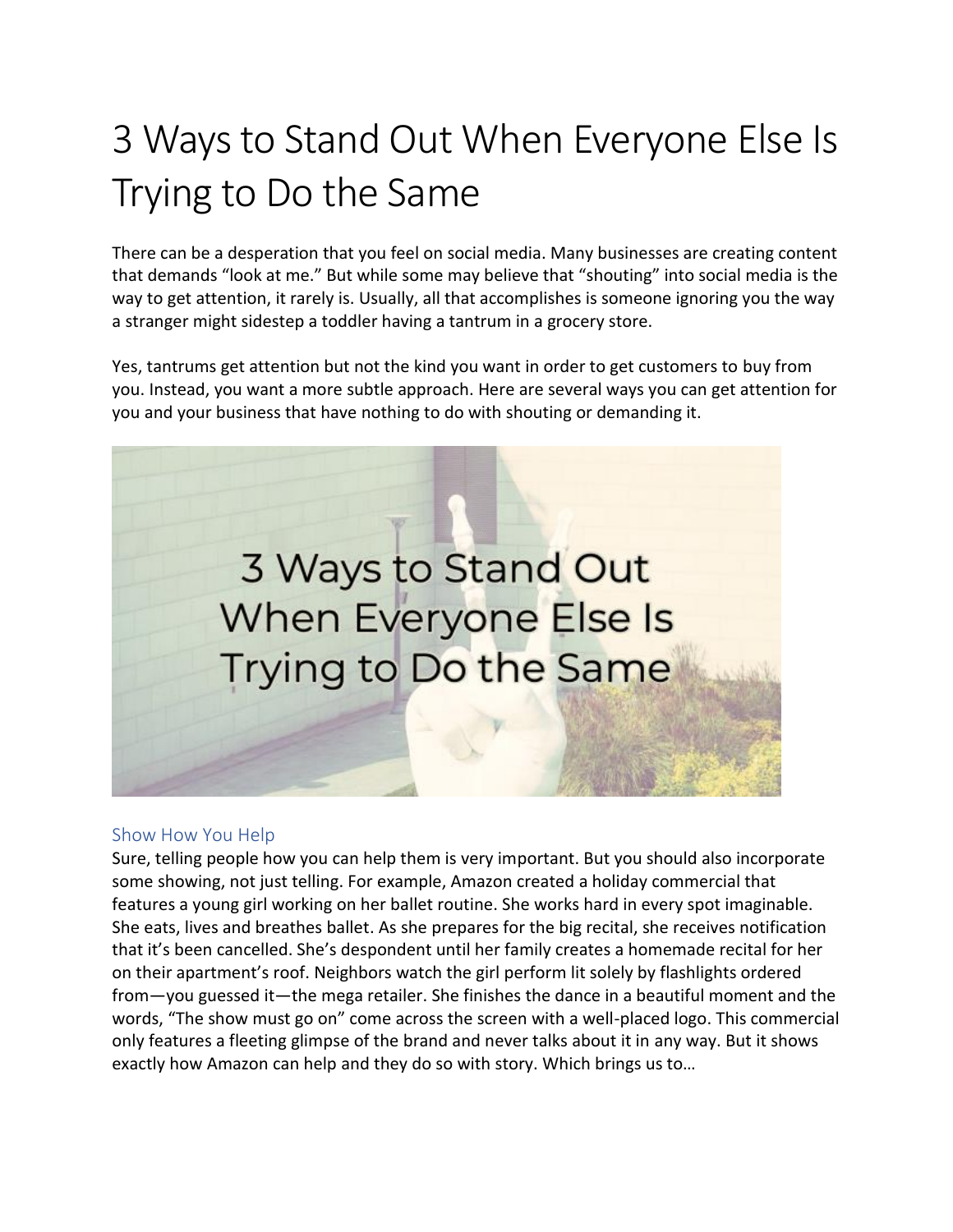# 3 Ways to Stand Out When Everyone Else Is Trying to Do the Same

There can be a desperation that you feel on social media. Many businesses are creating content that demands "look at me." But while some may believe that "shouting" into social media is the way to get attention, it rarely is. Usually, all that accomplishes is someone ignoring you the way a stranger might sidestep a toddler having a tantrum in a grocery store.

Yes, tantrums get attention but not the kind you want in order to get customers to buy from you. Instead, you want a more subtle approach. Here are several ways you can get attention for you and your business that have nothing to do with shouting or demanding it.

## Show How You Help

Sure, telling people how you can help them is very important. But you should also incorporate some showing, not just telling. For example, Amazon created a holiday commercial that features a young girl working on her ballet routine. She works hard in every spot imaginable. She eats, lives and breathes ballet. As she prepares for the big recital, she receives notification that it's been cancelled. She's despondent until her family creates a homemade recital for her on their apartment's roof. Neighbors watch the girl perform lit solely by flashlights ordered from—you guessed it—the mega retailer. She finishes the dance in a beautiful moment and the words, "The show must go on" come across the screen with a well-placed logo. This commercial only features a fleeting glimpse of the brand and never talks about it in any way. But it shows exactly how Amazon can help and they do so with story. Which brings us to…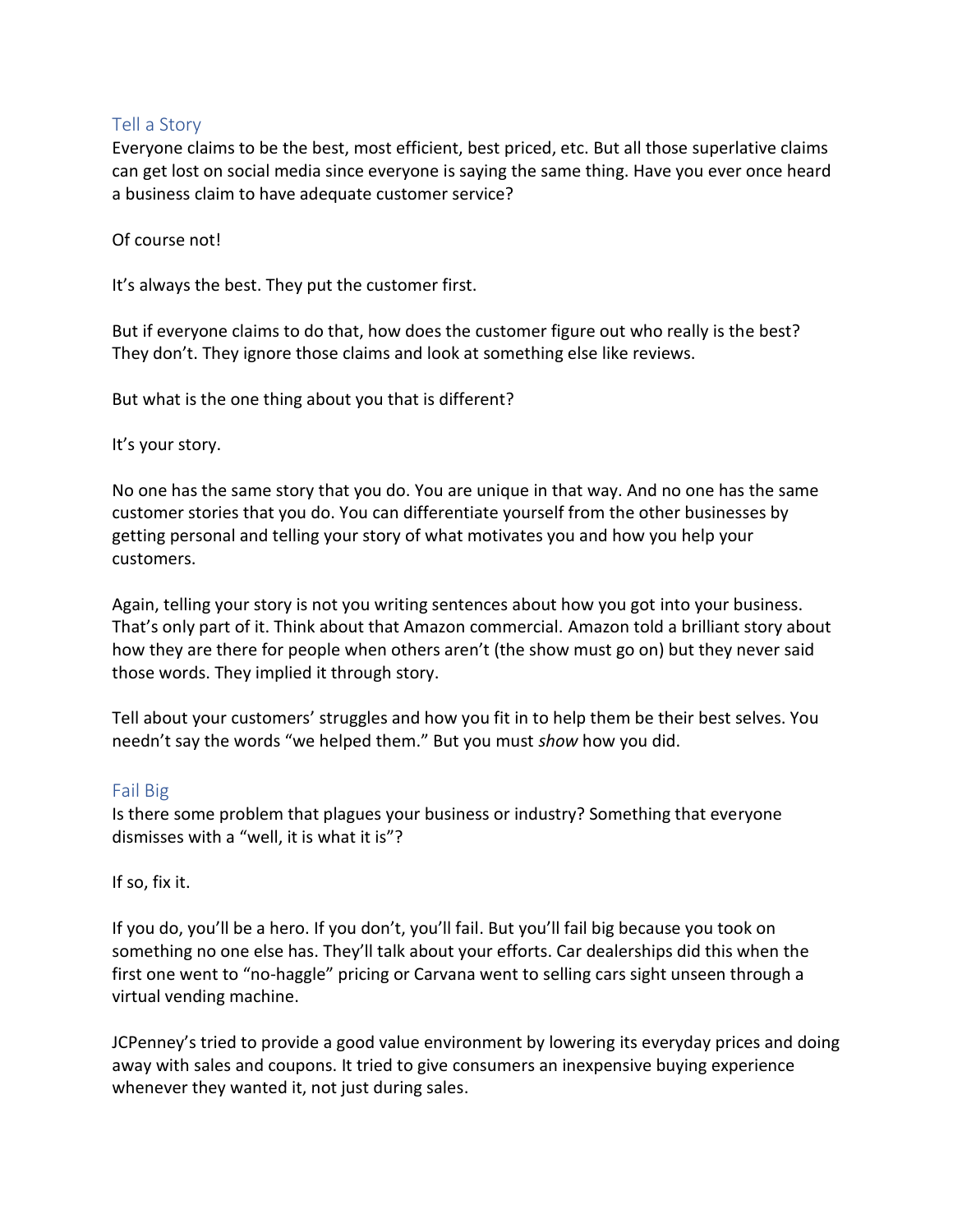## Tell a Story

Everyone claims to be the best, most efficient, best priced, etc. But all those superlative claims can get lost on social media since everyone is saying the same thing. Have you ever once heard a business claim to have adequate customer service?

Of course not!

It's always the best. They put the customer first.

But if everyone claims to do that, how does the customer figure out who really is the best? They don't. They ignore those claims and look at something else like reviews.

But what is the one thing about you that is different?

It's your story.

No one has the same story that you do. You are unique in that way. And no one has the same customer stories that you do. You can differentiate yourself from the other businesses by getting personal and telling your story of what motivates you and how you help your customers.

Again, telling your story is not you writing sentences about how you got into your business. That's only part of it. Think about that Amazon commercial. Amazon told a brilliant story about how they are there for people when others aren't (the show must go on) but they never said those words. They implied it through story.

Tell about your customers' struggles and how you fit in to help them be their best selves. You needn't say the words "we helped them." But you must *show* how you did.

## Fail Big

Is there some problem that plagues your business or industry? Something that everyone dismisses with a "well, it is what it is"?

If so, fix it.

If you do, you'll be a hero. If you don't, you'll fail. But you'll fail big because you took on something no one else has. They'll talk about your efforts. Car dealerships did this when the first one went to "no-haggle" pricing or Carvana went to selling cars sight unseen through a virtual vending machine.

JCPenney's tried to provide a good value environment by lowering its everyday prices and doing away with sales and coupons. It tried to give consumers an inexpensive buying experience whenever they wanted it, not just during sales.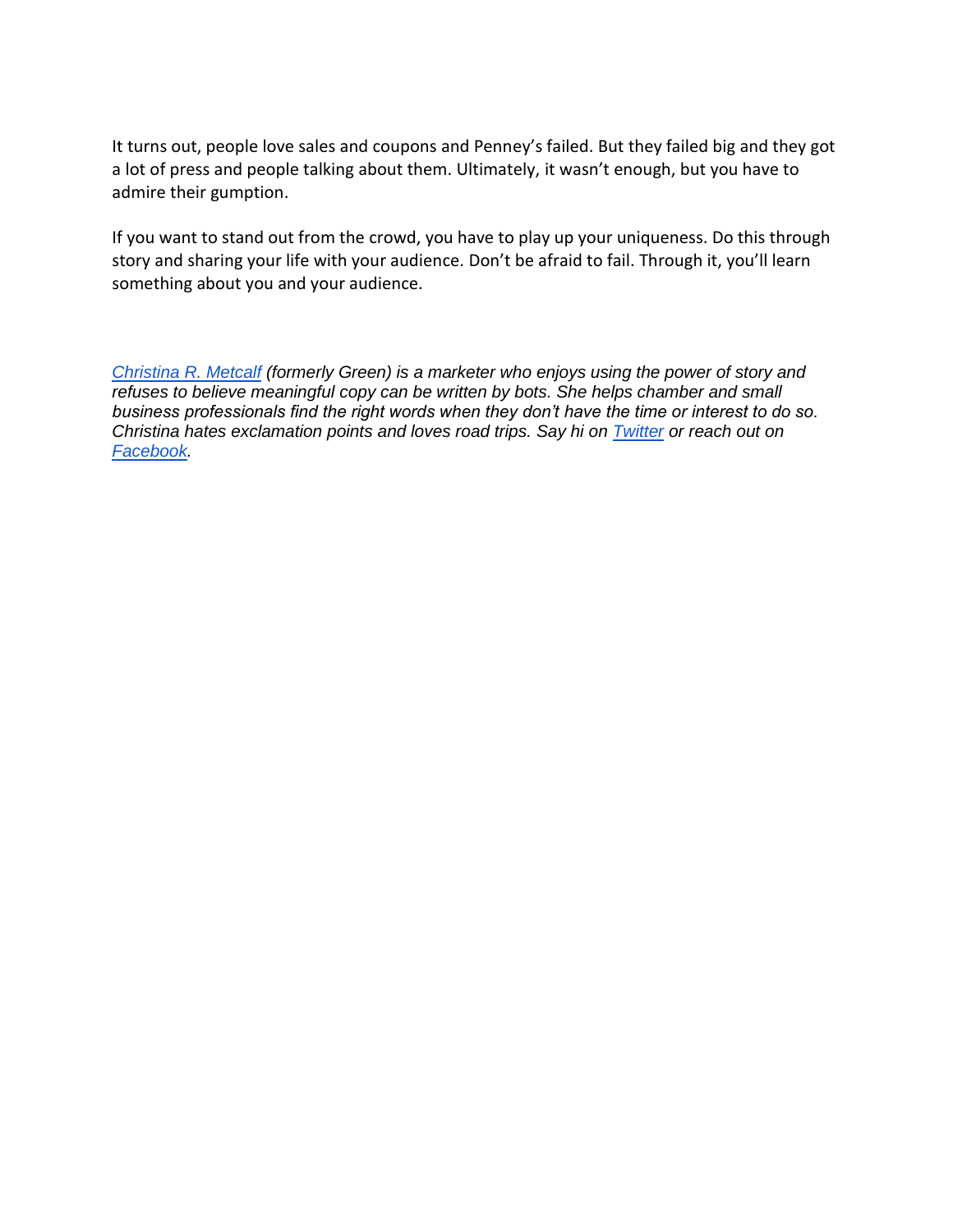It turns out, people love sales and coupons and Penney's failed. But they failed big and they got a lot of press and people talking about them. Ultimately, it wasn't enough, but you have to admire their gumption.

If you want to stand out from the crowd, you have to play up your uniqueness. Do this through story and sharing your life with your audience. Don't be afraid to fail. Through it, you'll learn something about you and your audience.

*Christina R. Metcalf (formerly Green) is a marketer who enjoys using the power of story and refuses to believe meaningful copy can be written by bots. She helps chamber and small business professionals find the right words when they don't have the time or interest to do so. Christina hates exclamation points and loves road trips. Say hi on Twitter or reach out on Facebook.*